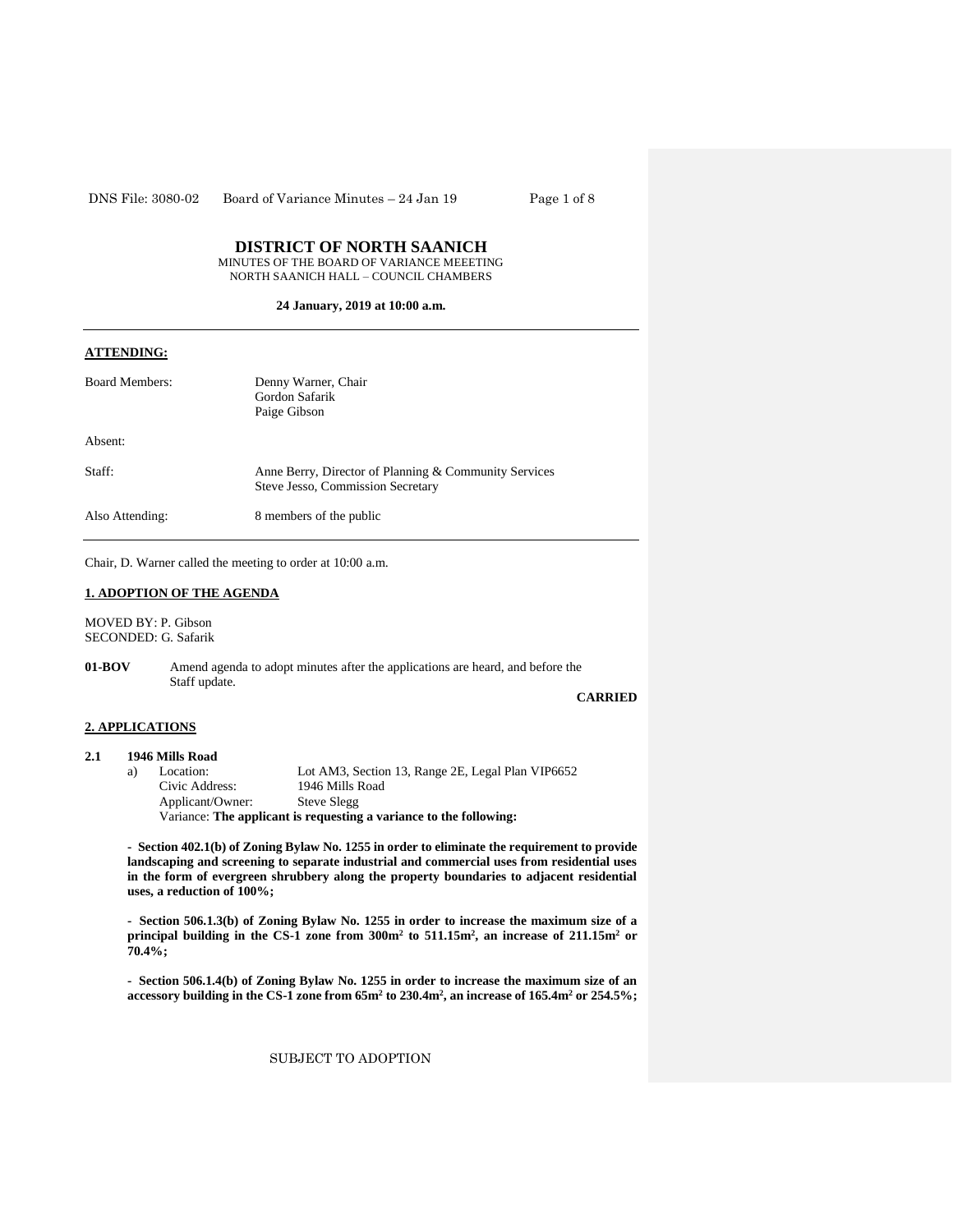# DISTRICT OF NORTH SAANICH

MINUTES OF THE BOARD OF VARIANCE MEEETING
NORTH SAANICH HALL – COUNCIL CHAMBERS

**24 January, 2019 at 10:00 a.m.**

---

**ATTENDING:**

| | |
|---|---|
| Board Members: | Denny Warner, Chair<br>Gordon Safarik<br>Paige Gibson |
| Absent: | |
| Staff: | Anne Berry, Director of Planning & Community Services<br>Steve Jesso, Commission Secretary |
| Also Attending: | 8 members of the public |

---

Chair, D. Warner called the meeting to order at 10:00 a.m.

## 1. ADOPTION OF THE AGENDA

MOVED BY: P. Gibson
SECONDED: G. Safarik

**01-BOV** Amend agenda to adopt minutes after the applications are heard, and before the Staff update.

**CARRIED**

## 2. APPLICATIONS

### 2.1 1946 Mills Road

a) Location: Lot AM3, Section 13, Range 2E, Legal Plan VIP6652
Civic Address: 1946 Mills Road
Applicant/Owner: Steve Slegg
Variance: **The applicant is requesting a variance to the following:**

**- Section 402.1(b) of Zoning Bylaw No. 1255 in order to eliminate the requirement to provide landscaping and screening to separate industrial and commercial uses from residential uses in the form of evergreen shrubbery along the property boundaries to adjacent residential uses, a reduction of 100%;**

**- Section 506.1.3(b) of Zoning Bylaw No. 1255 in order to increase the maximum size of a principal building in the CS-1 zone from 300m² to 511.15m², an increase of 211.15m² or 70.4%;**

**- Section 506.1.4(b) of Zoning Bylaw No. 1255 in order to increase the maximum size of an accessory building in the CS-1 zone from 65m² to 230.4m², an increase of 165.4m² or 254.5%;**

SUBJECT TO ADOPTION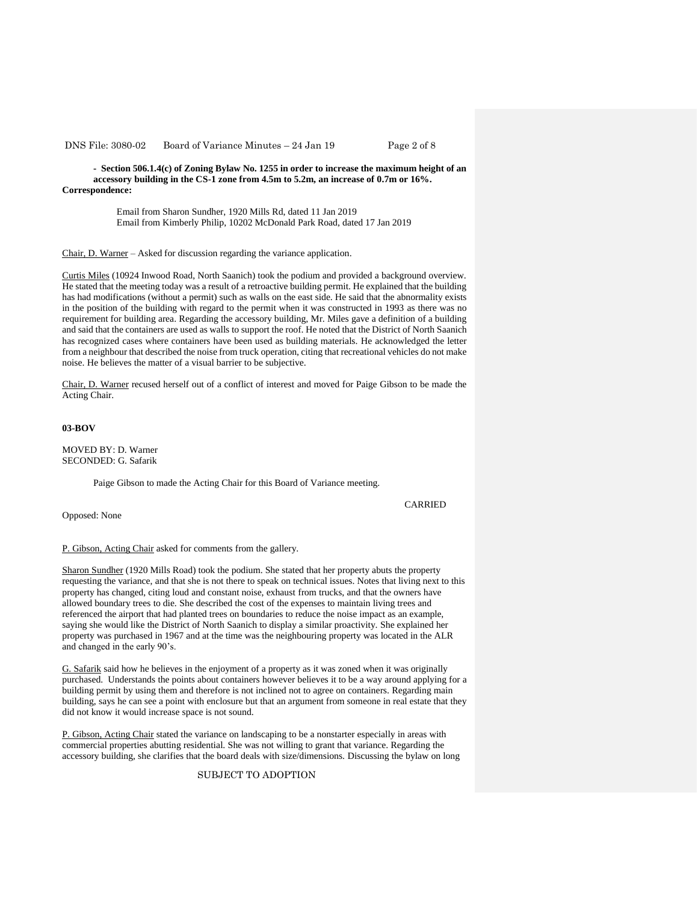- **Section 506.1.4(c) of Zoning Bylaw No. 1255 in order to increase the maximum height of an accessory building in the CS-1 zone from 4.5m to 5.2m, an increase of 0.7m or 16%.**

**Correspondence:**

Email from Sharon Sundher, 1920 Mills Rd, dated 11 Jan 2019
Email from Kimberly Philip, 10202 McDonald Park Road, dated 17 Jan 2019

Chair, D. Warner – Asked for discussion regarding the variance application.

Curtis Miles (10924 Inwood Road, North Saanich) took the podium and provided a background overview. He stated that the meeting today was a result of a retroactive building permit. He explained that the building has had modifications (without a permit) such as walls on the east side. He said that the abnormality exists in the position of the building with regard to the permit when it was constructed in 1993 as there was no requirement for building area. Regarding the accessory building, Mr. Miles gave a definition of a building and said that the containers are used as walls to support the roof. He noted that the District of North Saanich has recognized cases where containers have been used as building materials. He acknowledged the letter from a neighbour that described the noise from truck operation, citing that recreational vehicles do not make noise. He believes the matter of a visual barrier to be subjective.

Chair, D. Warner recused herself out of a conflict of interest and moved for Paige Gibson to be made the Acting Chair.

**03-BOV**

MOVED BY: D. Warner
SECONDED: G. Safarik

Paige Gibson to made the Acting Chair for this Board of Variance meeting.

CARRIED

Opposed: None

P. Gibson, Acting Chair asked for comments from the gallery.

Sharon Sundher (1920 Mills Road) took the podium. She stated that her property abuts the property requesting the variance, and that she is not there to speak on technical issues. Notes that living next to this property has changed, citing loud and constant noise, exhaust from trucks, and that the owners have allowed boundary trees to die. She described the cost of the expenses to maintain living trees and referenced the airport that had planted trees on boundaries to reduce the noise impact as an example, saying she would like the District of North Saanich to display a similar proactivity. She explained her property was purchased in 1967 and at the time was the neighbouring property was located in the ALR and changed in the early 90's.

G. Safarik said how he believes in the enjoyment of a property as it was zoned when it was originally purchased. Understands the points about containers however believes it to be a way around applying for a building permit by using them and therefore is not inclined not to agree on containers. Regarding main building, says he can see a point with enclosure but that an argument from someone in real estate that they did not know it would increase space is not sound.

P. Gibson, Acting Chair stated the variance on landscaping to be a nonstarter especially in areas with commercial properties abutting residential. She was not willing to grant that variance. Regarding the accessory building, she clarifies that the board deals with size/dimensions. Discussing the bylaw on long

SUBJECT TO ADOPTION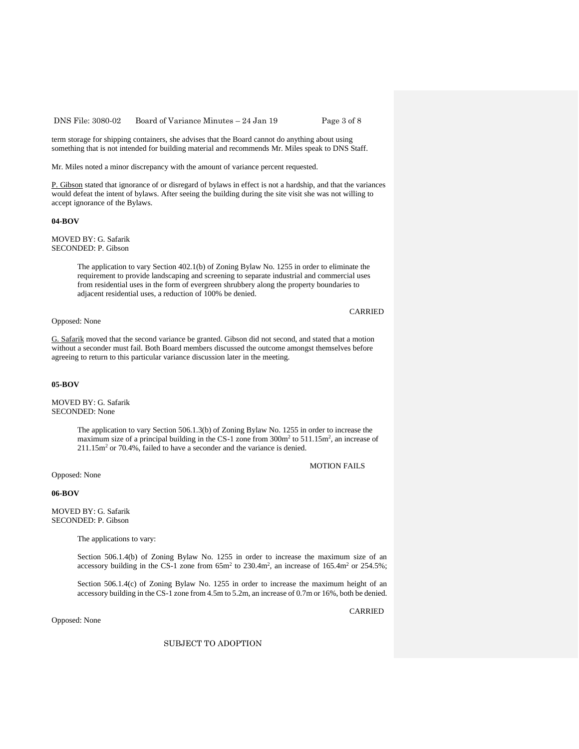term storage for shipping containers, she advises that the Board cannot do anything about using something that is not intended for building material and recommends Mr. Miles speak to DNS Staff.

Mr. Miles noted a minor discrepancy with the amount of variance percent requested.

P. Gibson stated that ignorance of or disregard of bylaws in effect is not a hardship, and that the variances would defeat the intent of bylaws. After seeing the building during the site visit she was not willing to accept ignorance of the Bylaws.

**04-BOV**

MOVED BY: G. Safarik
SECONDED: P. Gibson

> The application to vary Section 402.1(b) of Zoning Bylaw No. 1255 in order to eliminate the requirement to provide landscaping and screening to separate industrial and commercial uses from residential uses in the form of evergreen shrubbery along the property boundaries to adjacent residential uses, a reduction of 100% be denied.

CARRIED

Opposed: None

G. Safarik moved that the second variance be granted. Gibson did not second, and stated that a motion without a seconder must fail. Both Board members discussed the outcome amongst themselves before agreeing to return to this particular variance discussion later in the meeting.

**05-BOV**

MOVED BY: G. Safarik
SECONDED: None

> The application to vary Section 506.1.3(b) of Zoning Bylaw No. 1255 in order to increase the maximum size of a principal building in the CS-1 zone from $300m^2$ to $511.15m^2$, an increase of $211.15m^2$ or 70.4%, failed to have a seconder and the variance is denied.

MOTION FAILS

Opposed: None

**06-BOV**

MOVED BY: G. Safarik
SECONDED: P. Gibson

> The applications to vary:
>
> Section 506.1.4(b) of Zoning Bylaw No. 1255 in order to increase the maximum size of an accessory building in the CS-1 zone from $65m^2$ to $230.4m^2$, an increase of $165.4m^2$ or 254.5%;
>
> Section 506.1.4(c) of Zoning Bylaw No. 1255 in order to increase the maximum height of an accessory building in the CS-1 zone from 4.5m to 5.2m, an increase of 0.7m or 16%, both be denied.

CARRIED

Opposed: None

SUBJECT TO ADOPTION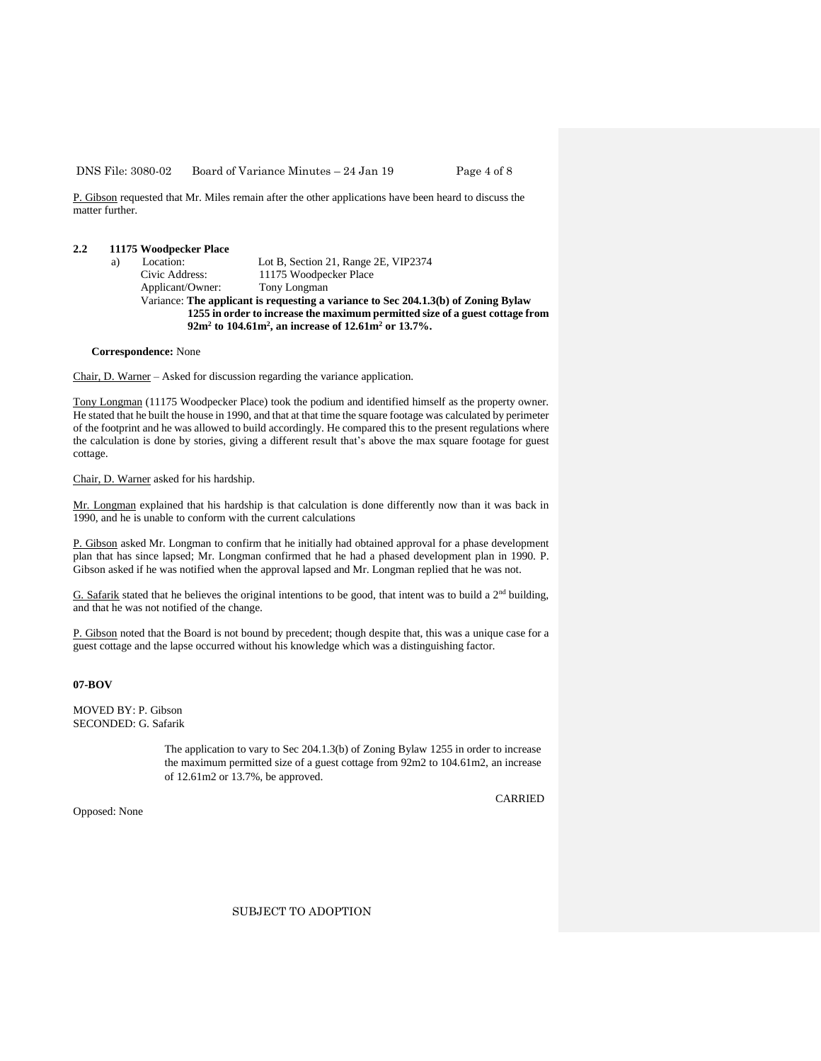P. Gibson requested that Mr. Miles remain after the other applications have been heard to discuss the matter further.

**2.2 11175 Woodpecker Place**

a) Location: Lot B, Section 21, Range 2E, VIP2374
Civic Address: 11175 Woodpecker Place
Applicant/Owner: Tony Longman
Variance: **The applicant is requesting a variance to Sec 204.1.3(b) of Zoning Bylaw 1255 in order to increase the maximum permitted size of a guest cottage from 92m$^2$ to 104.61m$^2$, an increase of 12.61m$^2$ or 13.7%.**

**Correspondence:** None

Chair, D. Warner – Asked for discussion regarding the variance application.

Tony Longman (11175 Woodpecker Place) took the podium and identified himself as the property owner. He stated that he built the house in 1990, and that at that time the square footage was calculated by perimeter of the footprint and he was allowed to build accordingly. He compared this to the present regulations where the calculation is done by stories, giving a different result that's above the max square footage for guest cottage.

Chair, D. Warner asked for his hardship.

Mr. Longman explained that his hardship is that calculation is done differently now than it was back in 1990, and he is unable to conform with the current calculations

P. Gibson asked Mr. Longman to confirm that he initially had obtained approval for a phase development plan that has since lapsed; Mr. Longman confirmed that he had a phased development plan in 1990. P. Gibson asked if he was notified when the approval lapsed and Mr. Longman replied that he was not.

G. Safarik stated that he believes the original intentions to be good, that intent was to build a 2nd building, and that he was not notified of the change.

P. Gibson noted that the Board is not bound by precedent; though despite that, this was a unique case for a guest cottage and the lapse occurred without his knowledge which was a distinguishing factor.

**07-BOV**

MOVED BY: P. Gibson
SECONDED: G. Safarik

> The application to vary to Sec 204.1.3(b) of Zoning Bylaw 1255 in order to increase the maximum permitted size of a guest cottage from 92m2 to 104.61m2, an increase of 12.61m2 or 13.7%, be approved.

CARRIED

Opposed: None

SUBJECT TO ADOPTION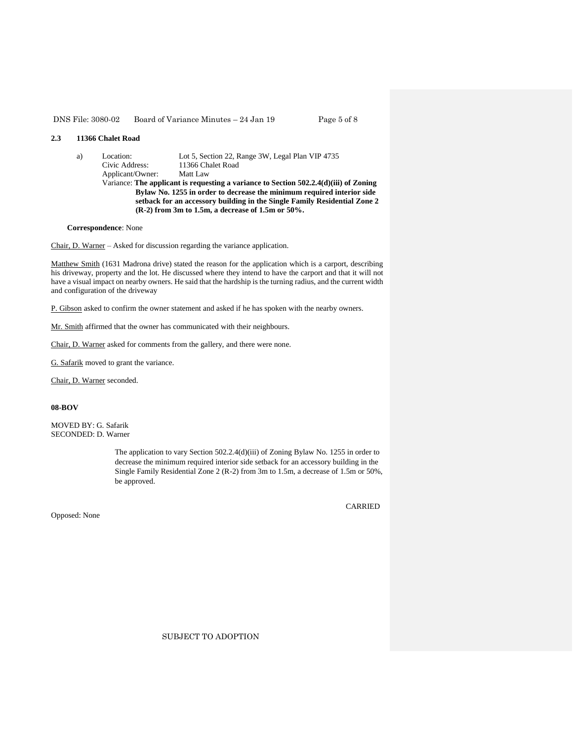### 2.3 11366 Chalet Road

a) Location: Lot 5, Section 22, Range 3W, Legal Plan VIP 4735
   Civic Address: 11366 Chalet Road
   Applicant/Owner: Matt Law
   Variance: **The applicant is requesting a variance to Section 502.2.4(d)(iii) of Zoning Bylaw No. 1255 in order to decrease the minimum required interior side setback for an accessory building in the Single Family Residential Zone 2 (R-2) from 3m to 1.5m, a decrease of 1.5m or 50%.**

**Correspondence**: None

Chair, D. Warner – Asked for discussion regarding the variance application.

Matthew Smith (1631 Madrona drive) stated the reason for the application which is a carport, describing his driveway, property and the lot. He discussed where they intend to have the carport and that it will not have a visual impact on nearby owners. He said that the hardship is the turning radius, and the current width and configuration of the driveway

P. Gibson asked to confirm the owner statement and asked if he has spoken with the nearby owners.

Mr. Smith affirmed that the owner has communicated with their neighbours.

Chair, D. Warner asked for comments from the gallery, and there were none.

G. Safarik moved to grant the variance.

Chair, D. Warner seconded.

**08-BOV**

MOVED BY: G. Safarik
SECONDED: D. Warner

> The application to vary Section 502.2.4(d)(iii) of Zoning Bylaw No. 1255 in order to decrease the minimum required interior side setback for an accessory building in the Single Family Residential Zone 2 (R-2) from 3m to 1.5m, a decrease of 1.5m or 50%, be approved.

CARRIED

Opposed: None

SUBJECT TO ADOPTION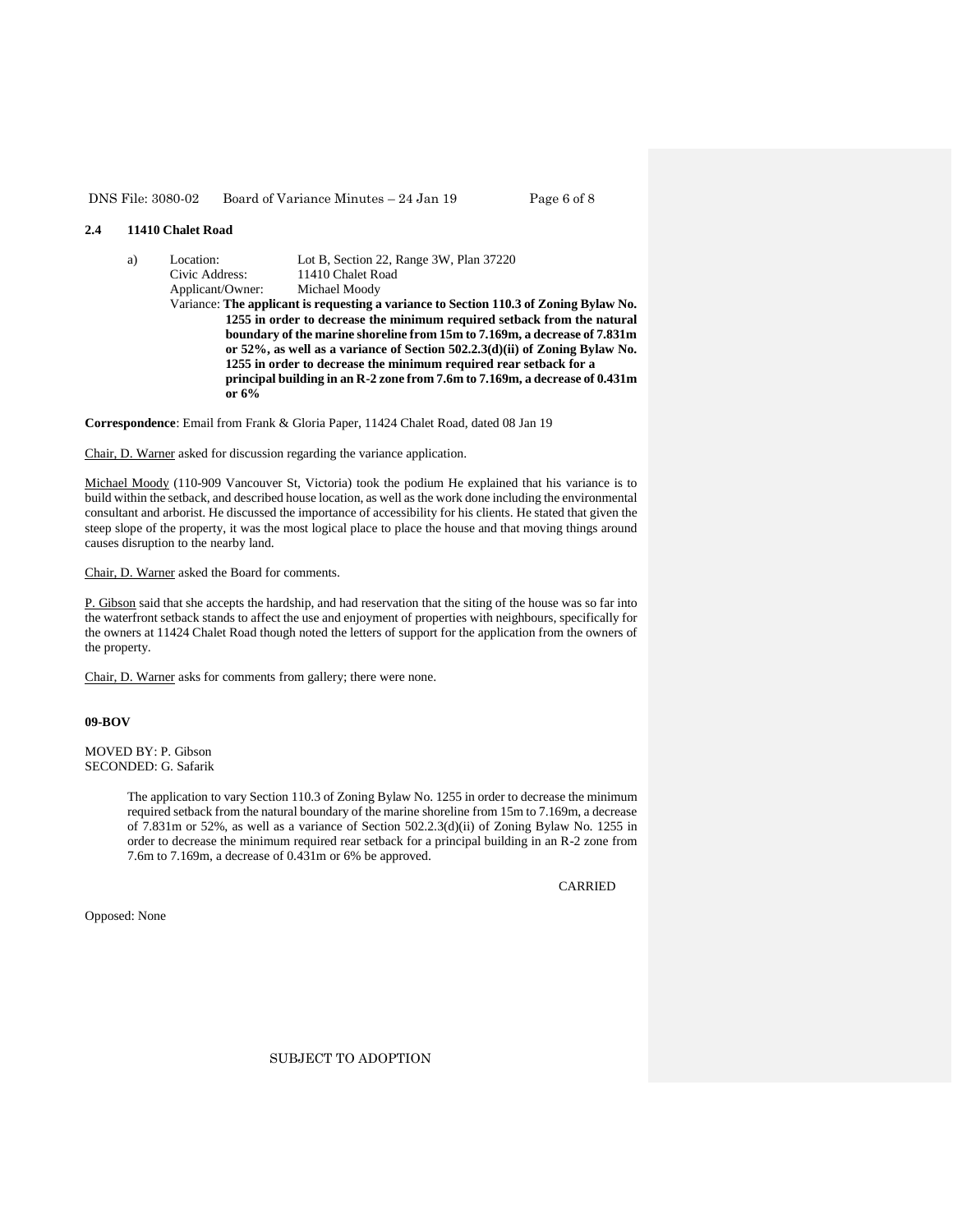**2.4 11410 Chalet Road**

a) Location: Lot B, Section 22, Range 3W, Plan 37220
Civic Address: 11410 Chalet Road
Applicant/Owner: Michael Moody
Variance: **The applicant is requesting a variance to Section 110.3 of Zoning Bylaw No. 1255 in order to decrease the minimum required setback from the natural boundary of the marine shoreline from 15m to 7.169m, a decrease of 7.831m or 52%, as well as a variance of Section 502.2.3(d)(ii) of Zoning Bylaw No. 1255 in order to decrease the minimum required rear setback for a principal building in an R-2 zone from 7.6m to 7.169m, a decrease of 0.431m or 6%**

**Correspondence**: Email from Frank & Gloria Paper, 11424 Chalet Road, dated 08 Jan 19

Chair, D. Warner asked for discussion regarding the variance application.

Michael Moody (110-909 Vancouver St, Victoria) took the podium He explained that his variance is to build within the setback, and described house location, as well as the work done including the environmental consultant and arborist. He discussed the importance of accessibility for his clients. He stated that given the steep slope of the property, it was the most logical place to place the house and that moving things around causes disruption to the nearby land.

Chair, D. Warner asked the Board for comments.

P. Gibson said that she accepts the hardship, and had reservation that the siting of the house was so far into the waterfront setback stands to affect the use and enjoyment of properties with neighbours, specifically for the owners at 11424 Chalet Road though noted the letters of support for the application from the owners of the property.

Chair, D. Warner asks for comments from gallery; there were none.

**09-BOV**

MOVED BY: P. Gibson
SECONDED: G. Safarik

> The application to vary Section 110.3 of Zoning Bylaw No. 1255 in order to decrease the minimum required setback from the natural boundary of the marine shoreline from 15m to 7.169m, a decrease of 7.831m or 52%, as well as a variance of Section 502.2.3(d)(ii) of Zoning Bylaw No. 1255 in order to decrease the minimum required rear setback for a principal building in an R-2 zone from 7.6m to 7.169m, a decrease of 0.431m or 6% be approved.

CARRIED

Opposed: None

SUBJECT TO ADOPTION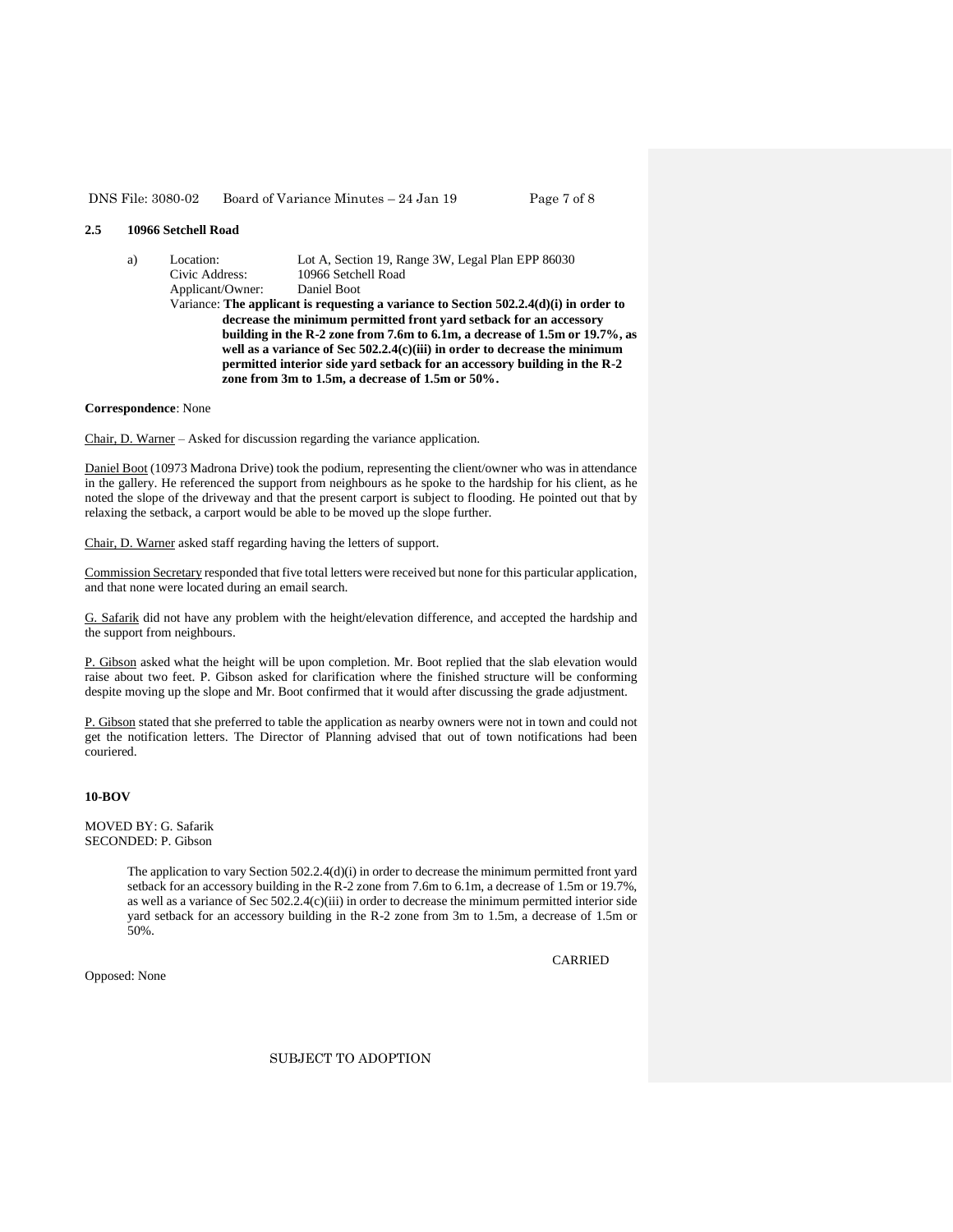**2.5 10966 Setchell Road**

a) Location: Lot A, Section 19, Range 3W, Legal Plan EPP 86030
Civic Address: 10966 Setchell Road
Applicant/Owner: Daniel Boot
Variance: **The applicant is requesting a variance to Section 502.2.4(d)(i) in order to decrease the minimum permitted front yard setback for an accessory building in the R-2 zone from 7.6m to 6.1m, a decrease of 1.5m or 19.7%, as well as a variance of Sec 502.2.4(c)(iii) in order to decrease the minimum permitted interior side yard setback for an accessory building in the R-2 zone from 3m to 1.5m, a decrease of 1.5m or 50%.**

**Correspondence**: None

Chair, D. Warner – Asked for discussion regarding the variance application.

Daniel Boot (10973 Madrona Drive) took the podium, representing the client/owner who was in attendance in the gallery. He referenced the support from neighbours as he spoke to the hardship for his client, as he noted the slope of the driveway and that the present carport is subject to flooding. He pointed out that by relaxing the setback, a carport would be able to be moved up the slope further.

Chair, D. Warner asked staff regarding having the letters of support.

Commission Secretary responded that five total letters were received but none for this particular application, and that none were located during an email search.

G. Safarik did not have any problem with the height/elevation difference, and accepted the hardship and the support from neighbours.

P. Gibson asked what the height will be upon completion. Mr. Boot replied that the slab elevation would raise about two feet. P. Gibson asked for clarification where the finished structure will be conforming despite moving up the slope and Mr. Boot confirmed that it would after discussing the grade adjustment.

P. Gibson stated that she preferred to table the application as nearby owners were not in town and could not get the notification letters. The Director of Planning advised that out of town notifications had been couriered.

**10-BOV**

MOVED BY: G. Safarik
SECONDED: P. Gibson

> The application to vary Section 502.2.4(d)(i) in order to decrease the minimum permitted front yard setback for an accessory building in the R-2 zone from 7.6m to 6.1m, a decrease of 1.5m or 19.7%, as well as a variance of Sec 502.2.4(c)(iii) in order to decrease the minimum permitted interior side yard setback for an accessory building in the R-2 zone from 3m to 1.5m, a decrease of 1.5m or 50%.

CARRIED

Opposed: None

SUBJECT TO ADOPTION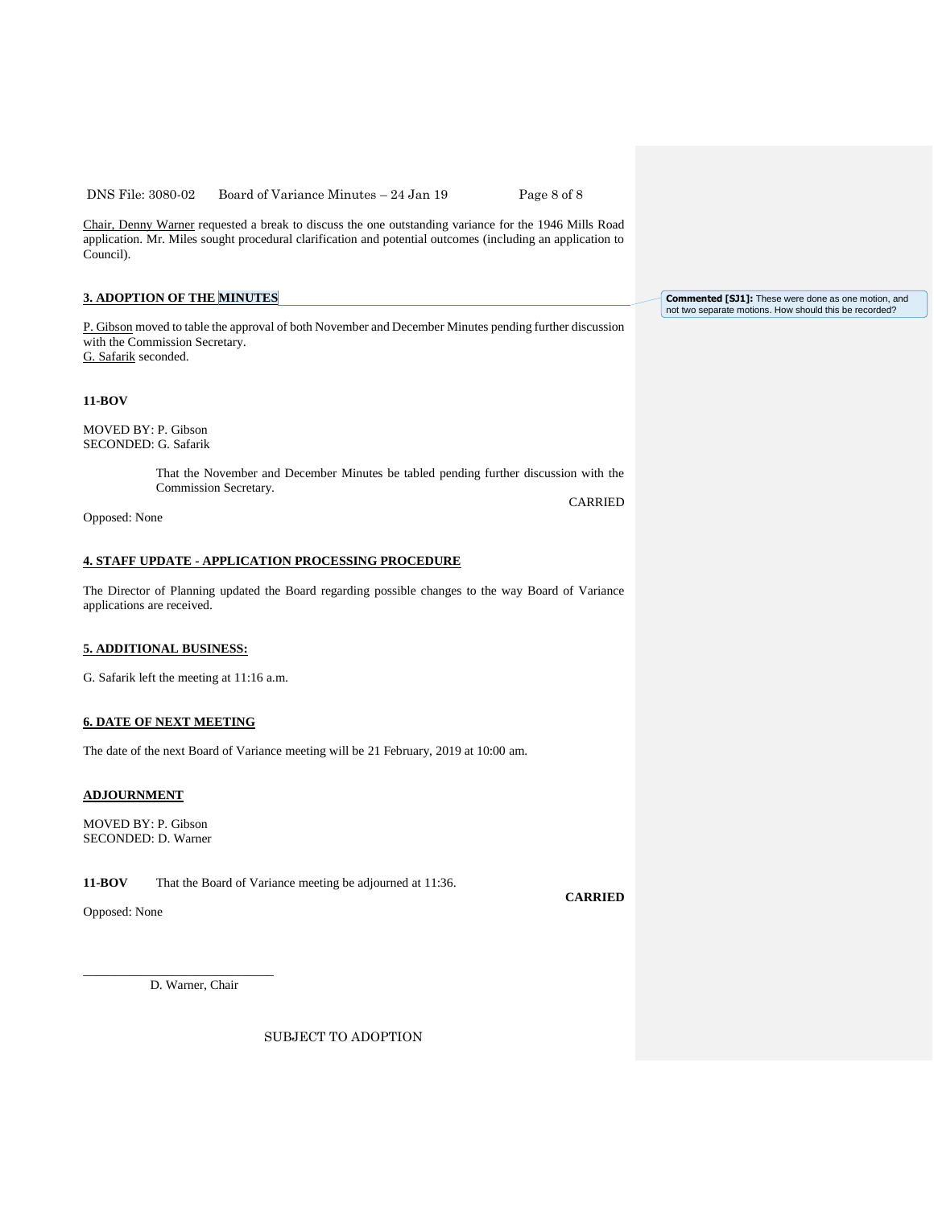Chair, Denny Warner requested a break to discuss the one outstanding variance for the 1946 Mills Road application. Mr. Miles sought procedural clarification and potential outcomes (including an application to Council).

## 3. ADOPTION OF THE MINUTES

**Commented [SJ1]:** These were done as one motion, and not two separate motions. How should this be recorded?

P. Gibson moved to table the approval of both November and December Minutes pending further discussion with the Commission Secretary.
G. Safarik seconded.

**11-BOV**

MOVED BY: P. Gibson
SECONDED: G. Safarik

That the November and December Minutes be tabled pending further discussion with the Commission Secretary.

CARRIED

Opposed: None

## 4. STAFF UPDATE - APPLICATION PROCESSING PROCEDURE

The Director of Planning updated the Board regarding possible changes to the way Board of Variance applications are received.

## 5. ADDITIONAL BUSINESS:

G. Safarik left the meeting at 11:16 a.m.

## 6. DATE OF NEXT MEETING

The date of the next Board of Variance meeting will be 21 February, 2019 at 10:00 am.

## ADJOURNMENT

MOVED BY: P. Gibson
SECONDED: D. Warner

**11-BOV** That the Board of Variance meeting be adjourned at 11:36.

**CARRIED**

Opposed: None

______________________________
D. Warner, Chair

SUBJECT TO ADOPTION